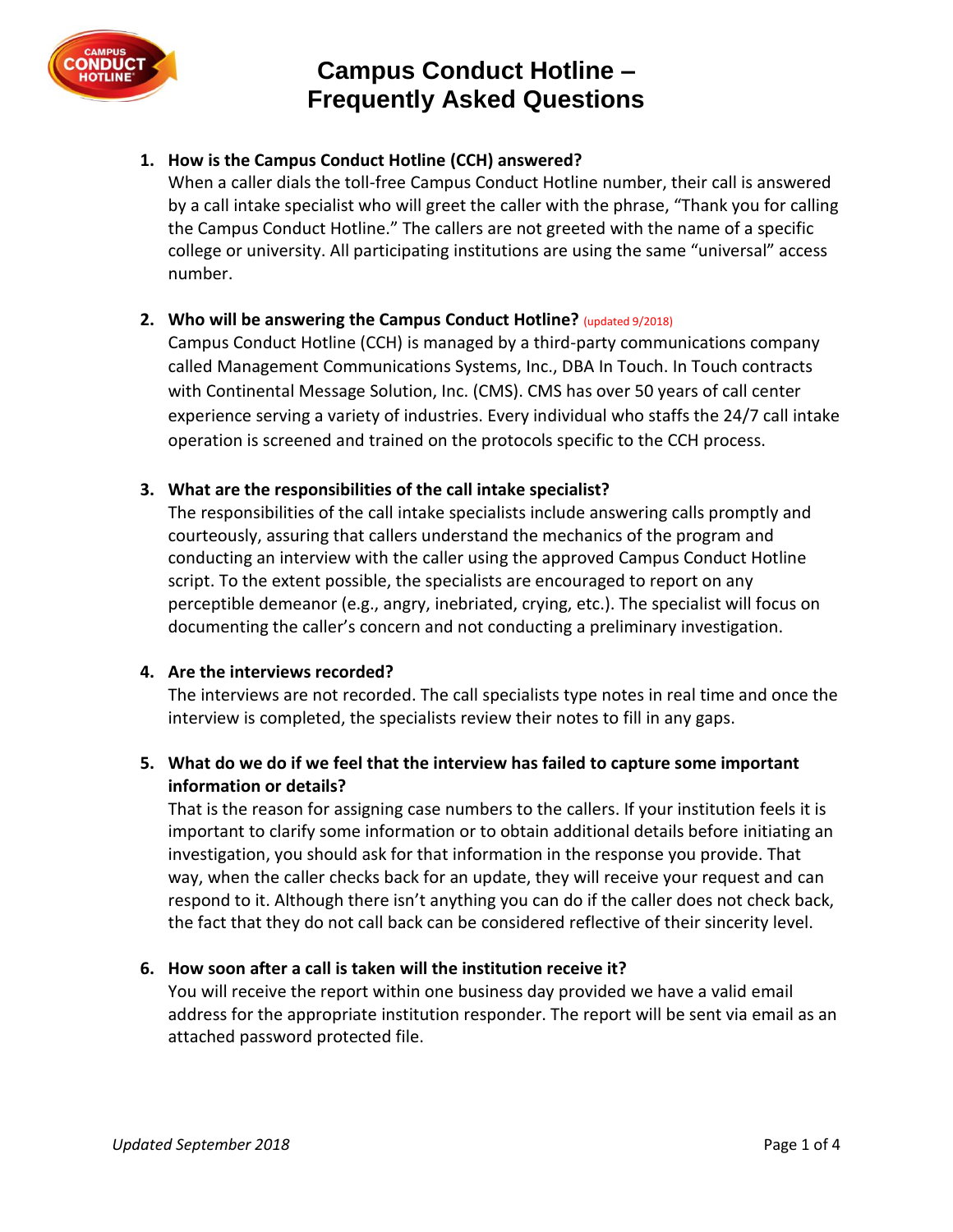# Campus Conduct Hotline – Frequently Asked Questions

1. **How is the Campus Conduct Hotline (CCH) answered?**
   When a caller dials the toll-free Campus Conduct Hotline number, their call is answered by a call intake specialist who will greet the caller with the phrase, "Thank you for calling the Campus Conduct Hotline." The callers are not greeted with the name of a specific college or university. All participating institutions are using the same "universal" access number.

2. **Who will be answering the Campus Conduct Hotline?** (updated 9/2018)
   Campus Conduct Hotline (CCH) is managed by a third-party communications company called Management Communications Systems, Inc., DBA In Touch. In Touch contracts with Continental Message Solution, Inc. (CMS). CMS has over 50 years of call center experience serving a variety of industries. Every individual who staffs the 24/7 call intake operation is screened and trained on the protocols specific to the CCH process.

3. **What are the responsibilities of the call intake specialist?**
   The responsibilities of the call intake specialists include answering calls promptly and courteously, assuring that callers understand the mechanics of the program and conducting an interview with the caller using the approved Campus Conduct Hotline script. To the extent possible, the specialists are encouraged to report on any perceptible demeanor (e.g., angry, inebriated, crying, etc.). The specialist will focus on documenting the caller's concern and not conducting a preliminary investigation.

4. **Are the interviews recorded?**
   The interviews are not recorded. The call specialists type notes in real time and once the interview is completed, the specialists review their notes to fill in any gaps.

5. **What do we do if we feel that the interview has failed to capture some important information or details?**
   That is the reason for assigning case numbers to the callers. If your institution feels it is important to clarify some information or to obtain additional details before initiating an investigation, you should ask for that information in the response you provide. That way, when the caller checks back for an update, they will receive your request and can respond to it. Although there isn't anything you can do if the caller does not check back, the fact that they do not call back can be considered reflective of their sincerity level.

6. **How soon after a call is taken will the institution receive it?**
   You will receive the report within one business day provided we have a valid email address for the appropriate institution responder. The report will be sent via email as an attached password protected file.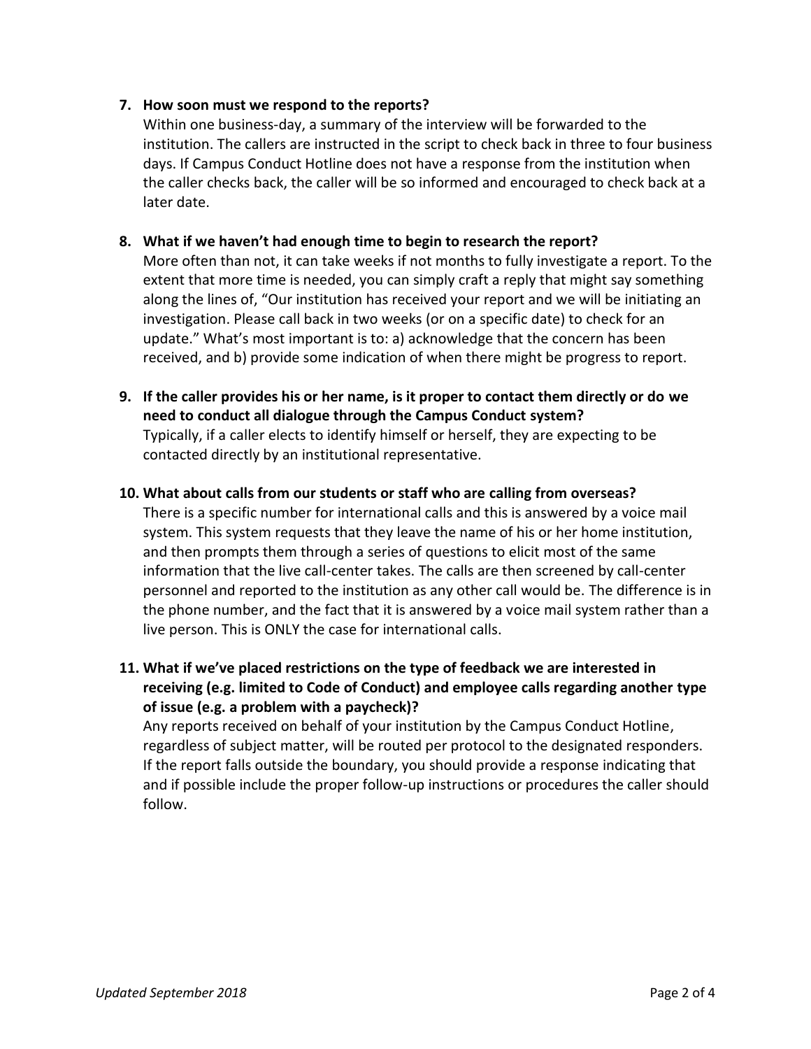7. **How soon must we respond to the reports?**
   Within one business-day, a summary of the interview will be forwarded to the institution. The callers are instructed in the script to check back in three to four business days. If Campus Conduct Hotline does not have a response from the institution when the caller checks back, the caller will be so informed and encouraged to check back at a later date.

8. **What if we haven't had enough time to begin to research the report?**
   More often than not, it can take weeks if not months to fully investigate a report. To the extent that more time is needed, you can simply craft a reply that might say something along the lines of, "Our institution has received your report and we will be initiating an investigation. Please call back in two weeks (or on a specific date) to check for an update." What's most important is to: a) acknowledge that the concern has been received, and b) provide some indication of when there might be progress to report.

9. **If the caller provides his or her name, is it proper to contact them directly or do we need to conduct all dialogue through the Campus Conduct system?**
   Typically, if a caller elects to identify himself or herself, they are expecting to be contacted directly by an institutional representative.

10. **What about calls from our students or staff who are calling from overseas?**
    There is a specific number for international calls and this is answered by a voice mail system. This system requests that they leave the name of his or her home institution, and then prompts them through a series of questions to elicit most of the same information that the live call-center takes. The calls are then screened by call-center personnel and reported to the institution as any other call would be. The difference is in the phone number, and the fact that it is answered by a voice mail system rather than a live person. This is ONLY the case for international calls.

11. **What if we've placed restrictions on the type of feedback we are interested in receiving (e.g. limited to Code of Conduct) and employee calls regarding another type of issue (e.g. a problem with a paycheck)?**
    Any reports received on behalf of your institution by the Campus Conduct Hotline, regardless of subject matter, will be routed per protocol to the designated responders. If the report falls outside the boundary, you should provide a response indicating that and if possible include the proper follow-up instructions or procedures the caller should follow.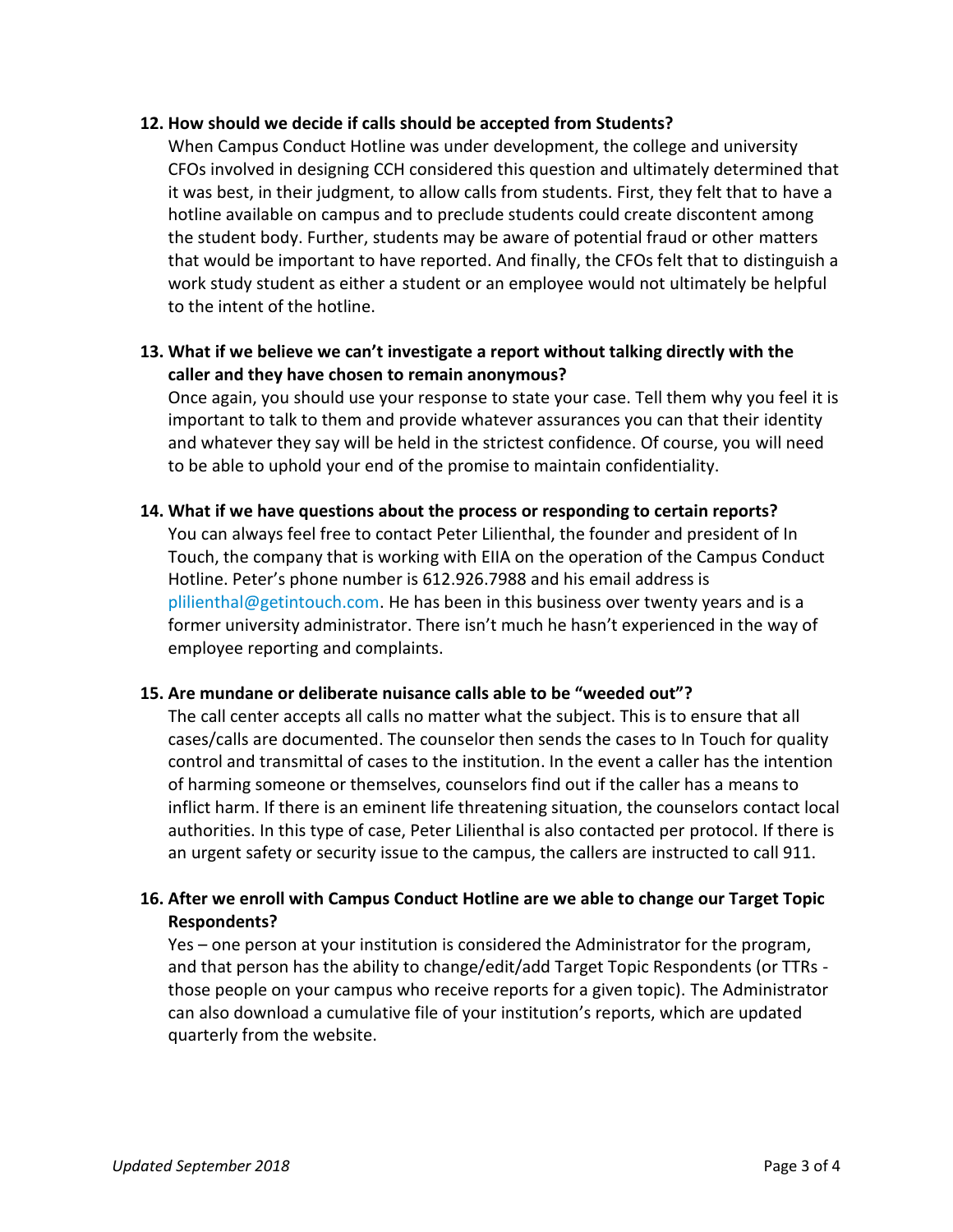**12. How should we decide if calls should be accepted from Students?**

When Campus Conduct Hotline was under development, the college and university CFOs involved in designing CCH considered this question and ultimately determined that it was best, in their judgment, to allow calls from students. First, they felt that to have a hotline available on campus and to preclude students could create discontent among the student body. Further, students may be aware of potential fraud or other matters that would be important to have reported. And finally, the CFOs felt that to distinguish a work study student as either a student or an employee would not ultimately be helpful to the intent of the hotline.

**13. What if we believe we can't investigate a report without talking directly with the caller and they have chosen to remain anonymous?**

Once again, you should use your response to state your case. Tell them why you feel it is important to talk to them and provide whatever assurances you can that their identity and whatever they say will be held in the strictest confidence. Of course, you will need to be able to uphold your end of the promise to maintain confidentiality.

**14. What if we have questions about the process or responding to certain reports?**

You can always feel free to contact Peter Lilienthal, the founder and president of In Touch, the company that is working with EIIA on the operation of the Campus Conduct Hotline. Peter's phone number is 612.926.7988 and his email address is plilienthal@getintouch.com. He has been in this business over twenty years and is a former university administrator. There isn't much he hasn't experienced in the way of employee reporting and complaints.

**15. Are mundane or deliberate nuisance calls able to be "weeded out"?**

The call center accepts all calls no matter what the subject. This is to ensure that all cases/calls are documented. The counselor then sends the cases to In Touch for quality control and transmittal of cases to the institution. In the event a caller has the intention of harming someone or themselves, counselors find out if the caller has a means to inflict harm. If there is an eminent life threatening situation, the counselors contact local authorities. In this type of case, Peter Lilienthal is also contacted per protocol. If there is an urgent safety or security issue to the campus, the callers are instructed to call 911.

**16. After we enroll with Campus Conduct Hotline are we able to change our Target Topic Respondents?**

Yes – one person at your institution is considered the Administrator for the program, and that person has the ability to change/edit/add Target Topic Respondents (or TTRs - those people on your campus who receive reports for a given topic). The Administrator can also download a cumulative file of your institution's reports, which are updated quarterly from the website.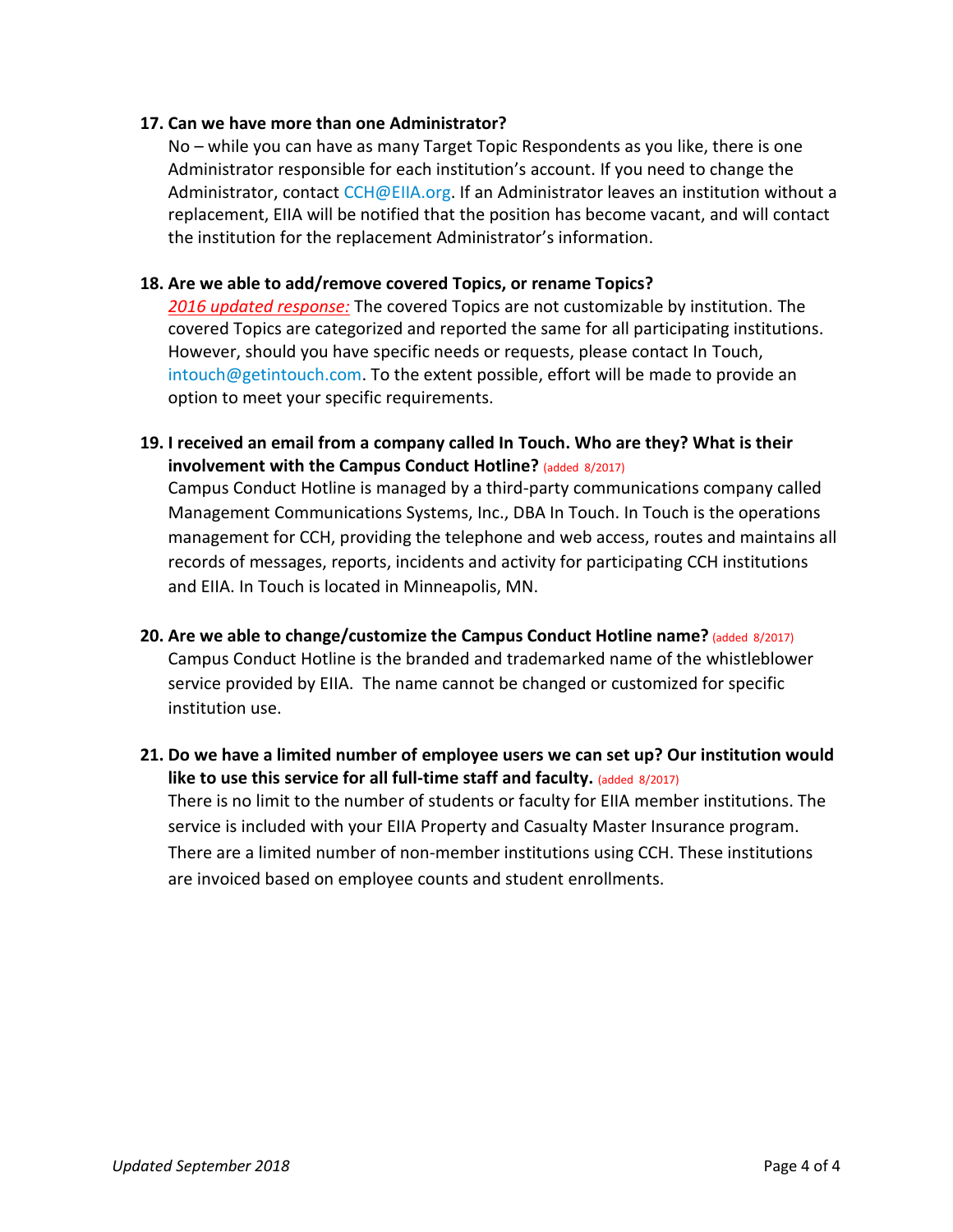**17. Can we have more than one Administrator?**

No – while you can have as many Target Topic Respondents as you like, there is one Administrator responsible for each institution's account. If you need to change the Administrator, contact CCH@EIIA.org. If an Administrator leaves an institution without a replacement, EIIA will be notified that the position has become vacant, and will contact the institution for the replacement Administrator's information.

**18. Are we able to add/remove covered Topics, or rename Topics?**

*2016 updated response:* The covered Topics are not customizable by institution. The covered Topics are categorized and reported the same for all participating institutions. However, should you have specific needs or requests, please contact In Touch, intouch@getintouch.com. To the extent possible, effort will be made to provide an option to meet your specific requirements.

**19. I received an email from a company called In Touch. Who are they? What is their involvement with the Campus Conduct Hotline?** (added 8/2017)

Campus Conduct Hotline is managed by a third-party communications company called Management Communications Systems, Inc., DBA In Touch. In Touch is the operations management for CCH, providing the telephone and web access, routes and maintains all records of messages, reports, incidents and activity for participating CCH institutions and EIIA. In Touch is located in Minneapolis, MN.

**20. Are we able to change/customize the Campus Conduct Hotline name?** (added 8/2017)

Campus Conduct Hotline is the branded and trademarked name of the whistleblower service provided by EIIA. The name cannot be changed or customized for specific institution use.

**21. Do we have a limited number of employee users we can set up? Our institution would like to use this service for all full-time staff and faculty.** (added 8/2017)

There is no limit to the number of students or faculty for EIIA member institutions. The service is included with your EIIA Property and Casualty Master Insurance program. There are a limited number of non-member institutions using CCH. These institutions are invoiced based on employee counts and student enrollments.

*Updated September 2018*